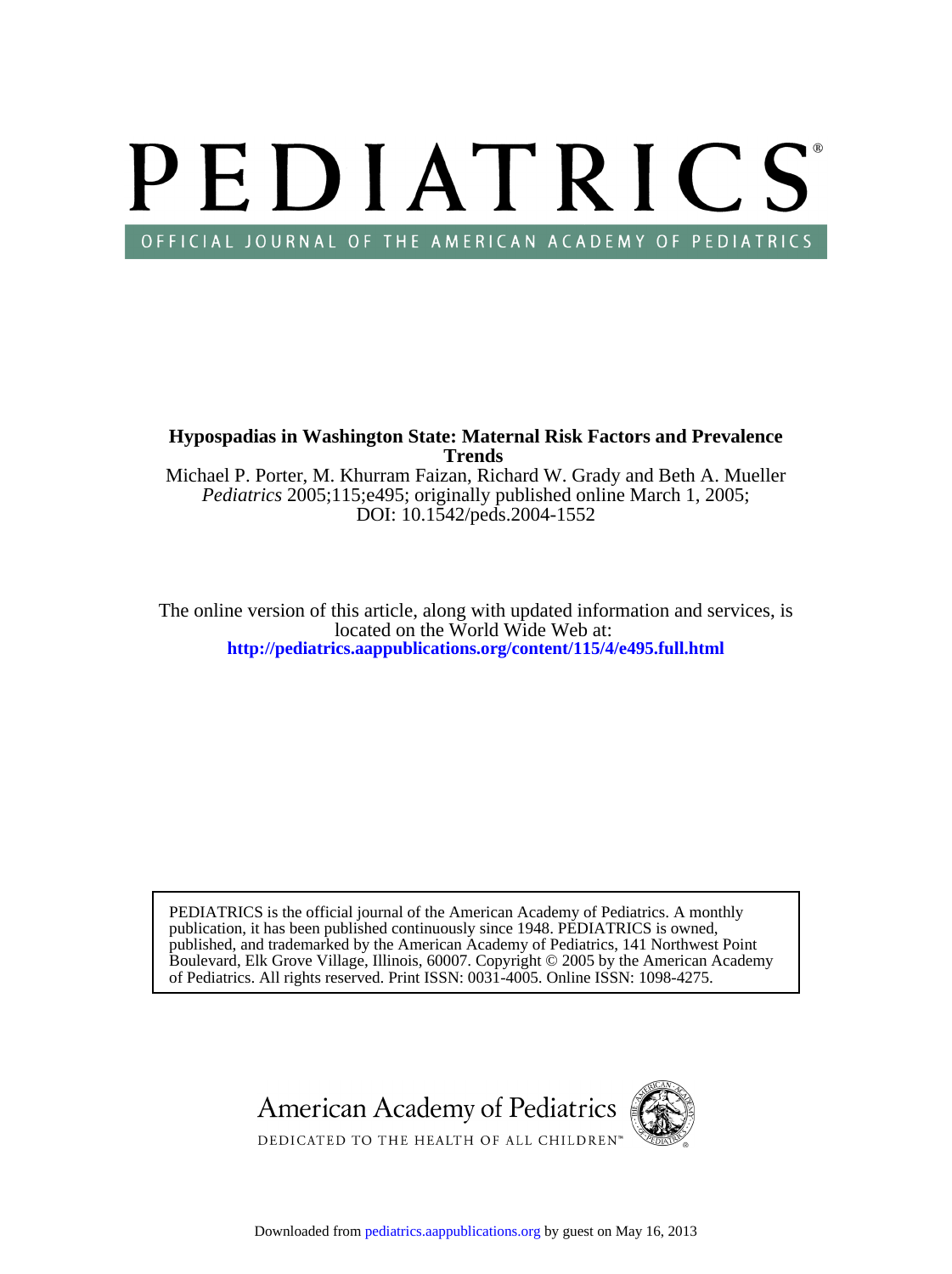# PEDIATRICS®

OFFICIAL JOURNAL OF THE AMERICAN ACADEMY OF PEDIATRICS

**Hypospadias in Washington State: Maternal Risk Factors and Prevalence Trends**

Michael P. Porter, M. Khurram Faizan, Richard W. Grady and Beth A. Mueller

*Pediatrics* 2005;115;e495; originally published online March 1, 2005;

DOI: 10.1542/peds.2004-1552

The online version of this article, along with updated information and services, is located on the World Wide Web at:

**http://pediatrics.aappublications.org/content/115/4/e495.full.html**

PEDIATRICS is the official journal of the American Academy of Pediatrics. A monthly publication, it has been published continuously since 1948. PEDIATRICS is owned, published, and trademarked by the American Academy of Pediatrics, 141 Northwest Point Boulevard, Elk Grove Village, Illinois, 60007. Copyright © 2005 by the American Academy of Pediatrics. All rights reserved. Print ISSN: 0031-4005. Online ISSN: 1098-4275.

American Academy of Pediatrics

DEDICATED TO THE HEALTH OF ALL CHILDREN™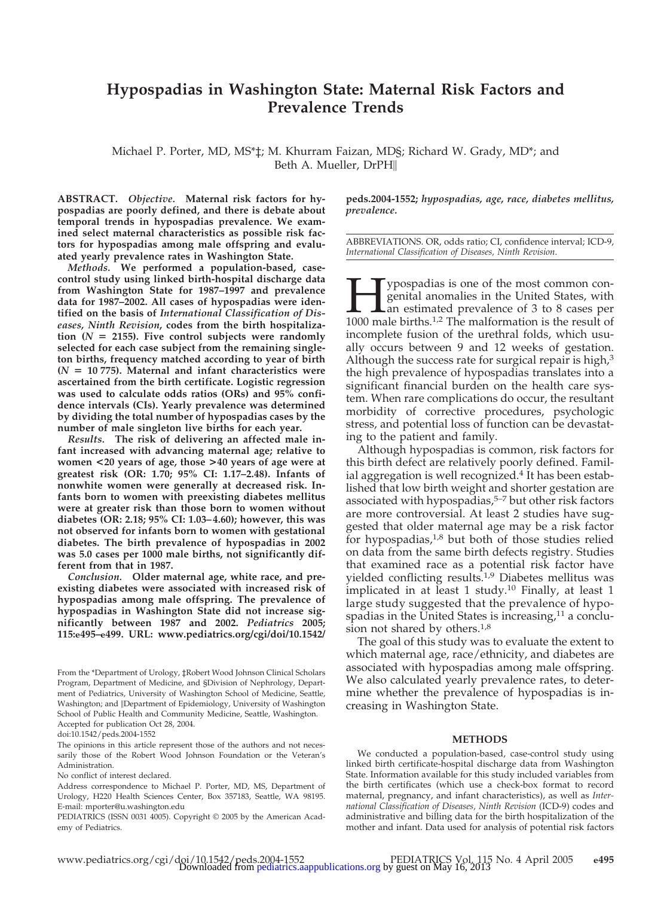# Hypospadias in Washington State: Maternal Risk Factors and Prevalence Trends

Michael P. Porter, MD, MS*‡; M. Khurram Faizan, MD§; Richard W. Grady, MD*; and Beth A. Mueller, DrPH‖

**ABSTRACT.** *Objective.* **Maternal risk factors for hypospadias are poorly defined, and there is debate about temporal trends in hypospadias prevalence. We examined select maternal characteristics as possible risk factors for hypospadias among male offspring and evaluated yearly prevalence rates in Washington State.**

*Methods.* **We performed a population-based, case-control study using linked birth-hospital discharge data from Washington State for 1987–1997 and prevalence data for 1987–2002. All cases of hypospadias were identified on the basis of *International Classification of Diseases, Ninth Revision*, codes from the birth hospitalization ($N = 2155$). Five control subjects were randomly selected for each case subject from the remaining singleton births, frequency matched according to year of birth ($N = 10\,775$). Maternal and infant characteristics were ascertained from the birth certificate. Logistic regression was used to calculate odds ratios (ORs) and 95% confidence intervals (CIs). Yearly prevalence was determined by dividing the total number of hypospadias cases by the number of male singleton live births for each year.**

*Results.* **The risk of delivering an affected male infant increased with advancing maternal age; relative to women <20 years of age, those >40 years of age were at greatest risk (OR: 1.70; 95% CI: 1.17–2.48). Infants of nonwhite women were generally at decreased risk. Infants born to women with preexisting diabetes mellitus were at greater risk than those born to women without diabetes (OR: 2.18; 95% CI: 1.03–4.60); however, this was not observed for infants born to women with gestational diabetes. The birth prevalence of hypospadias in 2002 was 5.0 cases per 1000 male births, not significantly different from that in 1987.**

*Conclusion.* **Older maternal age, white race, and preexisting diabetes were associated with increased risk of hypospadias among male offspring. The prevalence of hypospadias in Washington State did not increase significantly between 1987 and 2002.** ***Pediatrics*** **2005; 115:e495–e499. URL: www.pediatrics.org/cgi/doi/10.1542/peds.2004-1552;** ***hypospadias, age, race, diabetes mellitus, prevalence.***

ABBREVIATIONS. OR, odds ratio; CI, confidence interval; ICD-9, *International Classification of Diseases, Ninth Revision*.

From the *Department of Urology, ‡Robert Wood Johnson Clinical Scholars Program, Department of Medicine, and §Division of Nephrology, Department of Pediatrics, University of Washington School of Medicine, Seattle, Washington; and ‖Department of Epidemiology, University of Washington School of Public Health and Community Medicine, Seattle, Washington.

Accepted for publication Oct 28, 2004.

doi:10.1542/peds.2004-1552

The opinions in this article represent those of the authors and not necessarily those of the Robert Wood Johnson Foundation or the Veteran's Administration.

No conflict of interest declared.

Address correspondence to Michael P. Porter, MD, MS, Department of Urology, H220 Health Sciences Center, Box 357183, Seattle, WA 98195. E-mail: mporter@u.washington.edu

PEDIATRICS (ISSN 0031 4005). Copyright © 2005 by the American Academy of Pediatrics.

Hypospadias is one of the most common congenital anomalies in the United States, with an estimated prevalence of 3 to 8 cases per 1000 male births.[1,2] The malformation is the result of incomplete fusion of the urethral folds, which usually occurs between 9 and 12 weeks of gestation. Although the success rate for surgical repair is high,[3] the high prevalence of hypospadias translates into a significant financial burden on the health care system. When rare complications do occur, the resultant morbidity of corrective procedures, psychologic stress, and potential loss of function can be devastating to the patient and family.

Although hypospadias is common, risk factors for this birth defect are relatively poorly defined. Familial aggregation is well recognized.[4] It has been established that low birth weight and shorter gestation are associated with hypospadias,[5–7] but other risk factors are more controversial. At least 2 studies have suggested that older maternal age may be a risk factor for hypospadias,[1,8] but both of those studies relied on data from the same birth defects registry. Studies that examined race as a potential risk factor have yielded conflicting results.[1,9] Diabetes mellitus was implicated in at least 1 study.[10] Finally, at least 1 large study suggested that the prevalence of hypospadias in the United States is increasing,[11] a conclusion not shared by others.[1,8]

The goal of this study was to evaluate the extent to which maternal age, race/ethnicity, and diabetes are associated with hypospadias among male offspring. We also calculated yearly prevalence rates, to determine whether the prevalence of hypospadias is increasing in Washington State.

## METHODS

We conducted a population-based, case-control study using linked birth certificate-hospital discharge data from Washington State. Information available for this study included variables from the birth certificates (which use a check-box format to record maternal, pregnancy, and infant characteristics), as well as *International Classification of Diseases, Ninth Revision* (ICD-9) codes and administrative and billing data for the birth hospitalization of the mother and infant. Data used for analysis of potential risk factors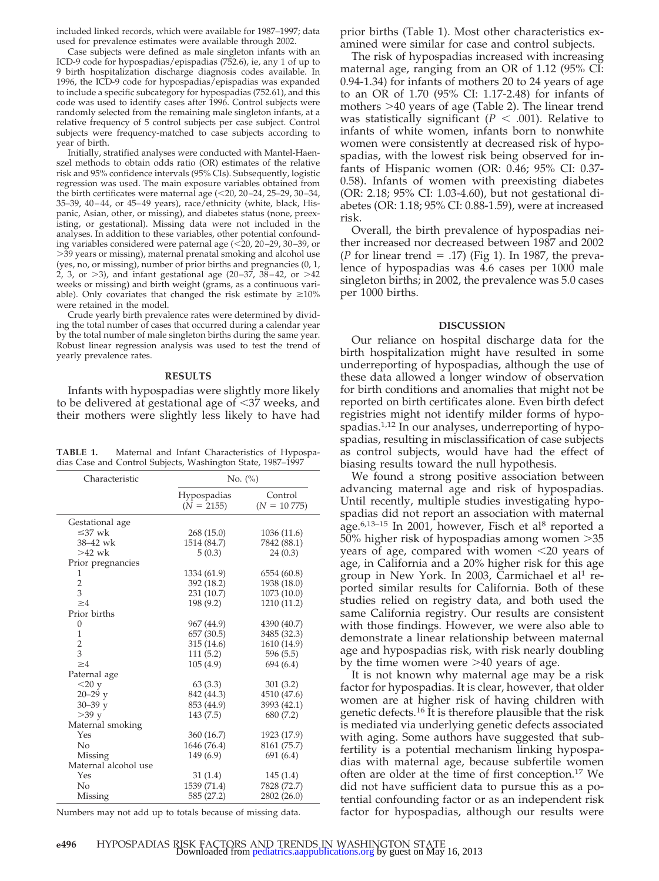included linked records, which were available for 1987–1997; data used for prevalence estimates were available through 2002.

Case subjects were defined as male singleton infants with an ICD-9 code for hypospadias/epispadias (752.6), ie, any 1 of up to 9 birth hospitalization discharge diagnosis codes available. In 1996, the ICD-9 code for hypospadias/epispadias was expanded to include a specific subcategory for hypospadias (752.61), and this code was used to identify cases after 1996. Control subjects were randomly selected from the remaining male singleton infants, at a relative frequency of 5 control subjects per case subject. Control subjects were frequency-matched to case subjects according by year of birth.

Initially, stratified analyses were conducted with Mantel-Haenszel methods to obtain odds ratio (OR) estimates of the relative risk and 95% confidence intervals (95% CIs). Subsequently, logistic regression was used. The main exposure variables obtained from the birth certificates were maternal age (<20, 20–24, 25–29, 30–34, 35–39, 40–44, or 45–49 years), race/ethnicity (white, black, Hispanic, Asian, other, or missing), and diabetes status (none, preexisting, or gestational). Missing data were not included in the analyses. In addition to these variables, other potential confounding variables considered were paternal age (<20, 20–29, 30–39, or >39 years or missing), maternal prenatal smoking and alcohol use (yes, no, or missing), number of prior births and pregnancies (0, 1, 2, 3, or >3), and infant gestational age (20–37, 38–42, or >42 weeks or missing) and birth weight (grams, as a continuous variable). Only covariates that changed the risk estimate by ≥10% were retained in the model.

Crude yearly birth prevalence rates were determined by dividing the total number of cases that occurred during a calendar year by the total number of male singleton births during the same year. Robust linear regression analysis was used to test the trend of yearly prevalence rates.

## RESULTS

Infants with hypospadias were slightly more likely to be delivered at gestational age of <37 weeks, and their mothers were slightly less likely to have had prior births (Table 1). Most other characteristics examined were similar for case and control subjects.

**TABLE 1.** Maternal and Infant Characteristics of Hypospadias Case and Control Subjects, Washington State, 1987–1997

| Characteristic | No. (%) | |
|---|---|---|
| | Hypospadias ($N$ = 2155) | Control ($N$ = 10 775) |
| Gestational age | | |
| ≤37 wk | 268 (15.0) | 1036 (11.6) |
| 38–42 wk | 1514 (84.7) | 7842 (88.1) |
| >42 wk | 5 (0.3) | 24 (0.3) |
| Prior pregnancies | | |
| 1 | 1334 (61.9) | 6554 (60.8) |
| 2 | 392 (18.2) | 1938 (18.0) |
| 3 | 231 (10.7) | 1073 (10.0) |
| ≥4 | 198 (9.2) | 1210 (11.2) |
| Prior births | | |
| 0 | 967 (44.9) | 4390 (40.7) |
| 1 | 657 (30.5) | 3485 (32.3) |
| 2 | 315 (14.6) | 1610 (14.9) |
| 3 | 111 (5.2) | 596 (5.5) |
| ≥4 | 105 (4.9) | 694 (6.4) |
| Paternal age | | |
| <20 y | 63 (3.3) | 301 (3.2) |
| 20–29 y | 842 (44.3) | 4510 (47.6) |
| 30–39 y | 853 (44.9) | 3993 (42.1) |
| >39 y | 143 (7.5) | 680 (7.2) |
| Maternal smoking | | |
| Yes | 360 (16.7) | 1923 (17.9) |
| No | 1646 (76.4) | 8161 (75.7) |
| Missing | 149 (6.9) | 691 (6.4) |
| Maternal alcohol use | | |
| Yes | 31 (1.4) | 145 (1.4) |
| No | 1539 (71.4) | 7828 (72.7) |
| Missing | 585 (27.2) | 2802 (26.0) |

Numbers may not add up to totals because of missing data.

The risk of hypospadias increased with increasing maternal age, ranging from an OR of 1.12 (95% CI: 0.94-1.34) for infants of mothers 20 to 24 years of age to an OR of 1.70 (95% CI: 1.17-2.48) for infants of mothers >40 years of age (Table 2). The linear trend was statistically significant ($P < .001$). Relative to infants of white women, infants born to nonwhite women were consistently at decreased risk of hypospadias, with the lowest risk being observed for infants of Hispanic women (OR: 0.46; 95% CI: 0.37-0.58). Infants of women with preexisting diabetes (OR: 2.18; 95% CI: 1.03-4.60), but not gestational diabetes (OR: 1.18; 95% CI: 0.88-1.59), were at increased risk.

Overall, the birth prevalence of hypospadias neither increased nor decreased between 1987 and 2002 ($P$ for linear trend = .17) (Fig 1). In 1987, the prevalence of hypospadias was 4.6 cases per 1000 male singleton births; in 2002, the prevalence was 5.0 cases per 1000 births.

## DISCUSSION

Our reliance on hospital discharge data for the birth hospitalization might have resulted in some underreporting of hypospadias, although the use of these data allowed a longer window of observation for birth conditions and anomalies that might not be reported on birth certificates alone. Even birth defect registries might not identify milder forms of hypospadias.[1,12] In our analyses, underreporting of hypospadias, resulting in misclassification of case subjects as control subjects, would have had the effect of biasing results toward the null hypothesis.

We found a strong positive association between advancing maternal age and risk of hypospadias. Until recently, multiple studies investigating hypospadias did not report an association with maternal age.[6,13–15] In 2001, however, Fisch et al[8] reported a 50% higher risk of hypospadias among women >35 years of age, compared with women <20 years of age, in California and a 20% higher risk for this age group in New York. In 2003, Carmichael et al[1] reported similar results for California. Both of these studies relied on registry data, and both used the same California registry. Our results are consistent with those findings. However, we were also able to demonstrate a linear relationship between maternal age and hypospadias risk, with risk nearly doubling by the time women were >40 years of age.

It is not known why maternal age may be a risk factor for hypospadias. It is clear, however, that older women are at higher risk of having children with genetic defects.[16] It is therefore plausible that the risk is mediated via underlying genetic defects associated with aging. Some authors have suggested that subfertility is a potential mechanism linking hypospadias with maternal age, because subfertile women often are older at the time of first conception.[17] We did not have sufficient data to pursue this as a potential confounding factor or as an independent risk factor for hypospadias, although our results were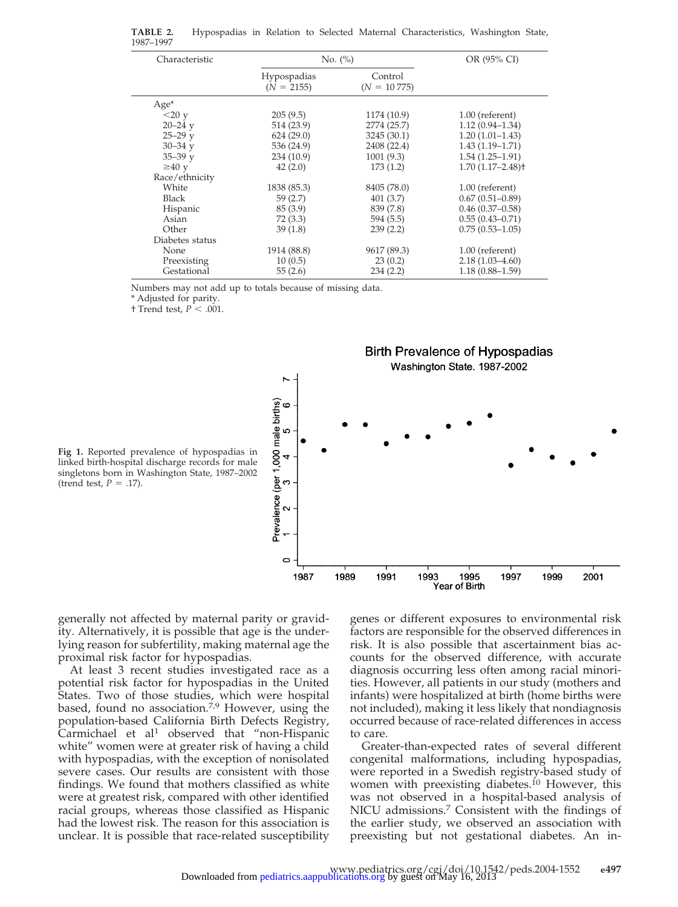**TABLE 2.** Hypospadias in Relation to Selected Maternal Characteristics, Washington State, 1987–1997

| Characteristic | No. (%) | | OR (95% CI) |
|---|---|---|---|
| | Hypospadias ($N$ = 2155) | Control ($N$ = 10 775) | |
| Age* | | | |
| <20 y | 205 (9.5) | 1174 (10.9) | 1.00 (referent) |
| 20–24 y | 514 (23.9) | 2774 (25.7) | 1.12 (0.94–1.34) |
| 25–29 y | 624 (29.0) | 3245 (30.1) | 1.20 (1.01–1.43) |
| 30–34 y | 536 (24.9) | 2408 (22.4) | 1.43 (1.19–1.71) |
| 35–39 y | 234 (10.9) | 1001 (9.3) | 1.54 (1.25–1.91) |
| ≥40 y | 42 (2.0) | 173 (1.2) | 1.70 (1.17–2.48)† |
| Race/ethnicity | | | |
| White | 1838 (85.3) | 8405 (78.0) | 1.00 (referent) |
| Black | 59 (2.7) | 401 (3.7) | 0.67 (0.51–0.89) |
| Hispanic | 85 (3.9) | 839 (7.8) | 0.46 (0.37–0.58) |
| Asian | 72 (3.3) | 594 (5.5) | 0.55 (0.43–0.71) |
| Other | 39 (1.8) | 239 (2.2) | 0.75 (0.53–1.05) |
| Diabetes status | | | |
| None | 1914 (88.8) | 9617 (89.3) | 1.00 (referent) |
| Preexisting | 10 (0.5) | 23 (0.2) | 2.18 (1.03–4.60) |
| Gestational | 55 (2.6) | 234 (2.2) | 1.18 (0.88–1.59) |

Numbers may not add up to totals because of missing data.
* Adjusted for parity.
† Trend test, $P$ < .001.

**Fig 1.** Reported prevalence of hypospadias in linked birth-hospital discharge records for male singletons born in Washington State, 1987–2002 (trend test, $P$ = .17).

generally not affected by maternal parity or gravidity. Alternatively, it is possible that age is the underlying reason for subfertility, making maternal age the proximal risk factor for hypospadias.

At least 3 recent studies investigated race as a potential risk factor for hypospadias in the United States. Two of those studies, which were hospital based, found no association.[7,9] However, using the population-based California Birth Defects Registry, Carmichael et al[1] observed that "non-Hispanic white" women were at greater risk of having a child with hypospadias, with the exception of nonisolated severe cases. Our results are consistent with those findings. We found that mothers classified as white were at greatest risk, compared with other identified racial groups, whereas those classified as Hispanic had the lowest risk. The reason for this association is unclear. It is possible that race-related susceptibility genes or different exposures to environmental risk factors are responsible for the observed differences in risk. It is also possible that ascertainment bias accounts for the observed difference, with accurate diagnosis occurring less often among racial minorities. However, all patients in our study (mothers and infants) were hospitalized at birth (home births were not included), making it less likely that nondiagnosis occurred because of race-related differences in access to care.

Greater-than-expected rates of several different congenital malformations, including hypospadias, were reported in a Swedish registry-based study of women with preexisting diabetes.[10] However, this was not observed in a hospital-based analysis of NICU admissions.[7] Consistent with the findings of the earlier study, we observed an association with preexisting but not gestational diabetes. An in-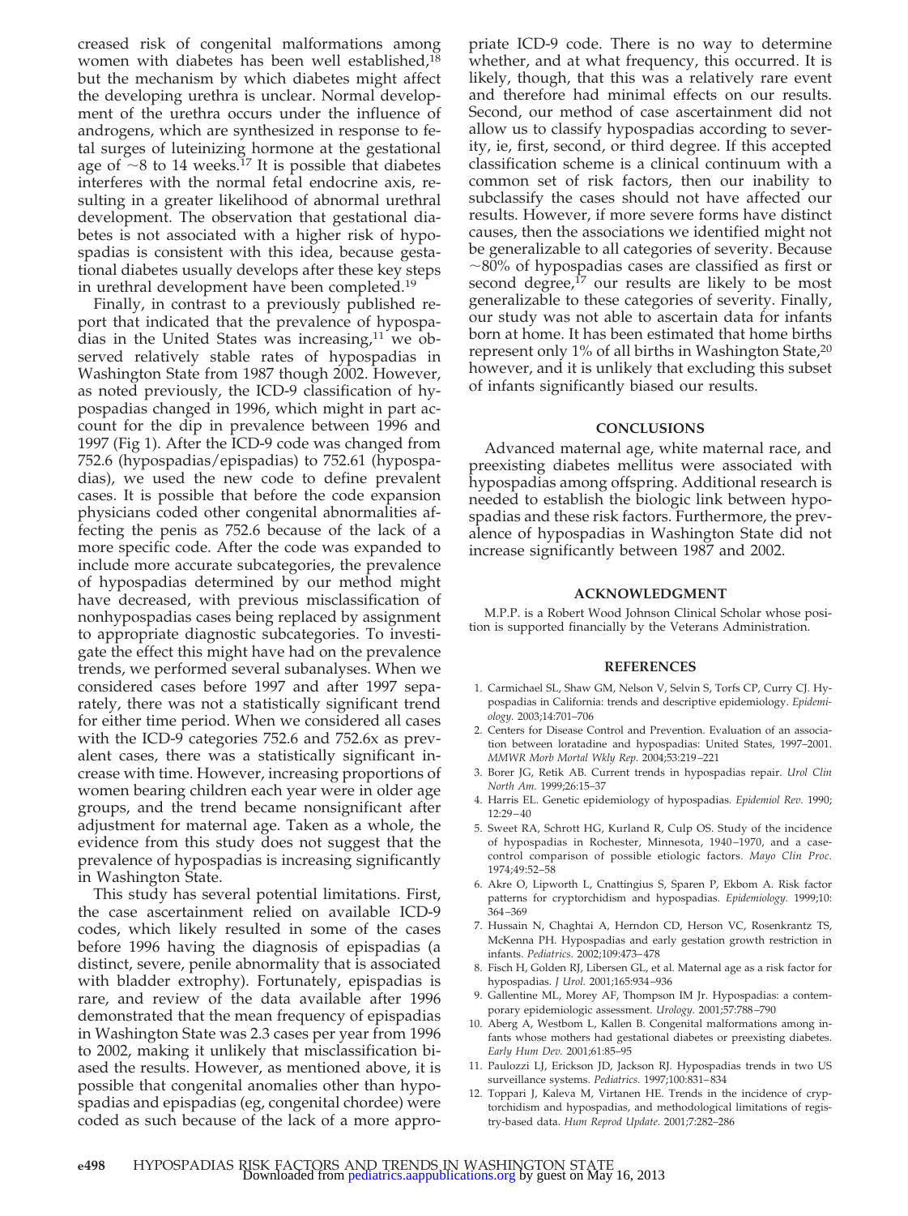creased risk of congenital malformations among women with diabetes has been well established,[18] but the mechanism by which diabetes might affect the developing urethra is unclear. Normal development of the urethra occurs under the influence of androgens, which are synthesized in response to fetal surges of luteinizing hormone at the gestational age of ~8 to 14 weeks.[17] It is possible that diabetes interferes with the normal fetal endocrine axis, resulting in a greater likelihood of abnormal urethral development. The observation that gestational diabetes is not associated with a higher risk of hypospadias is consistent with this idea, because gestational diabetes usually develops after these key steps in urethral development have been completed.[19]

Finally, in contrast to a previously published report that indicated that the prevalence of hypospadias in the United States was increasing,[11] we observed relatively stable rates of hypospadias in Washington State from 1987 though 2002. However, as noted previously, the ICD-9 classification of hypospadias changed in 1996, which might in part account for the dip in prevalence between 1996 and 1997 (Fig 1). After the ICD-9 code was changed from 752.6 (hypospadias/epispadias) to 752.61 (hypospadias), we used the new code to define prevalent cases. It is possible that before the code expansion physicians coded other congenital abnormalities affecting the penis as 752.6 because of the lack of a more specific code. After the code was expanded to include more accurate subcategories, the prevalence of hypospadias determined by our method might have decreased, with previous misclassification of nonhypospadias cases being replaced by assignment to appropriate diagnostic subcategories. To investigate the effect this might have had on the prevalence trends, we performed several subanalyses. When we considered cases before 1997 and after 1997 separately, there was not a statistically significant trend for either time period. When we considered all cases with the ICD-9 categories 752.6 and 752.6x as prevalent cases, there was a statistically significant increase with time. However, increasing proportions of women bearing children each year were in older age groups, and the trend became nonsignificant after adjustment for maternal age. Taken as a whole, the evidence from this study does not suggest that the prevalence of hypospadias is increasing significantly in Washington State.

This study has several potential limitations. First, the case ascertainment relied on available ICD-9 codes, which likely resulted in some of the cases before 1996 having the diagnosis of epispadias (a distinct, severe, penile abnormality that is associated with bladder extrophy). Fortunately, epispadias is rare, and review of the data available after 1996 demonstrated that the mean frequency of epispadias in Washington State was 2.3 cases per year from 1996 to 2002, making it unlikely that misclassification biased the results. However, as mentioned above, it is possible that congenital anomalies other than hypospadias and epispadias (eg, congenital chordee) were coded as such because of the lack of a more appropriate ICD-9 code. There is no way to determine whether, and at what frequency, this occurred. It is likely, though, that this was a relatively rare event and therefore had minimal effects on our results. Second, our method of case ascertainment did not allow us to classify hypospadias according to severity, ie, first, second, or third degree. If this accepted classification scheme is a clinical continuum with a common set of risk factors, then our inability to subclassify the cases should not have affected our results. However, if more severe forms have distinct causes, then the associations we identified might not be generalizable to all categories of severity. Because ~80% of hypospadias cases are classified as first or second degree,[17] our results are likely to be most generalizable to these categories of severity. Finally, our study was not able to ascertain data for infants born at home. It has been estimated that home births represent only 1% of all births in Washington State,[20] however, and it is unlikely that excluding this subset of infants significantly biased our results.

## CONCLUSIONS

Advanced maternal age, white maternal race, and preexisting diabetes mellitus were associated with hypospadias among offspring. Additional research is needed to establish the biologic link between hypospadias and these risk factors. Furthermore, the prevalence of hypospadias in Washington State did not increase significantly between 1987 and 2002.

## ACKNOWLEDGMENT

M.P.P. is a Robert Wood Johnson Clinical Scholar whose position is supported financially by the Veterans Administration.

## REFERENCES

1. Carmichael SL, Shaw GM, Nelson V, Selvin S, Torfs CP, Curry CJ. Hypospadias in California: trends and descriptive epidemiology. *Epidemiology.* 2003;14:701–706
2. Centers for Disease Control and Prevention. Evaluation of an association between loratadine and hypospadias: United States, 1997–2001. *MMWR Morb Mortal Wkly Rep.* 2004;53:219–221
3. Borer JG, Retik AB. Current trends in hypospadias repair. *Urol Clin North Am.* 1999;26:15–37
4. Harris EL. Genetic epidemiology of hypospadias. *Epidemiol Rev.* 1990;12:29–40
5. Sweet RA, Schrott HG, Kurland R, Culp OS. Study of the incidence of hypospadias in Rochester, Minnesota, 1940–1970, and a case-control comparison of possible etiologic factors. *Mayo Clin Proc.* 1974;49:52–58
6. Akre O, Lipworth L, Cnattingius S, Sparen P, Ekbom A. Risk factor patterns for cryptorchidism and hypospadias. *Epidemiology.* 1999;10:364–369
7. Hussain N, Chaghtai A, Herndon CD, Herson VC, Rosenkrantz TS, McKenna PH. Hypospadias and early gestation growth restriction in infants. *Pediatrics.* 2002;109:473–478
8. Fisch H, Golden RJ, Libersen GL, et al. Maternal age as a risk factor for hypospadias. *J Urol.* 2001;165:934–936
9. Gallentine ML, Morey AF, Thompson IM Jr. Hypospadias: a contemporary epidemiologic assessment. *Urology.* 2001;57:788–790
10. Aberg A, Westbom L, Kallen B. Congenital malformations among infants whose mothers had gestational diabetes or preexisting diabetes. *Early Hum Dev.* 2001;61:85–95
11. Paulozzi LJ, Erickson JD, Jackson RJ. Hypospadias trends in two US surveillance systems. *Pediatrics.* 1997;100:831–834
12. Toppari J, Kaleva M, Virtanen HE. Trends in the incidence of cryptorchidism and hypospadias, and methodological limitations of registry-based data. *Hum Reprod Update.* 2001;7:282–286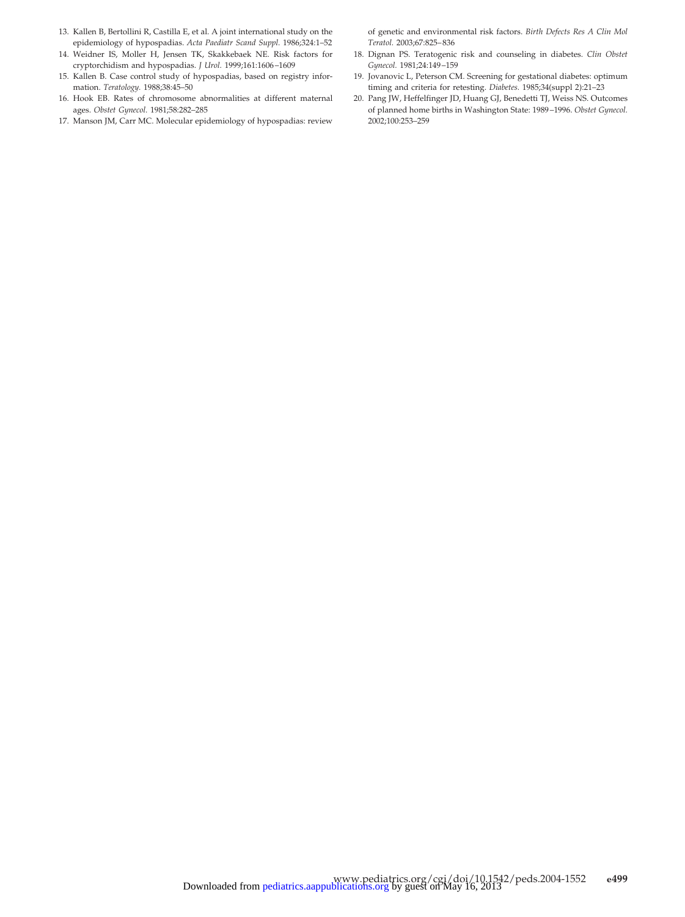13. Kallen B, Bertollini R, Castilla E, et al. A joint international study on the epidemiology of hypospadias. *Acta Paediatr Scand Suppl.* 1986;324:1–52
14. Weidner IS, Moller H, Jensen TK, Skakkebaek NE. Risk factors for cryptorchidism and hypospadias. *J Urol.* 1999;161:1606–1609
15. Kallen B. Case control study of hypospadias, based on registry information. *Teratology.* 1988;38:45–50
16. Hook EB. Rates of chromosome abnormalities at different maternal ages. *Obstet Gynecol.* 1981;58:282–285
17. Manson JM, Carr MC. Molecular epidemiology of hypospadias: review of genetic and environmental risk factors. *Birth Defects Res A Clin Mol Teratol.* 2003;67:825–836
18. Dignan PS. Teratogenic risk and counseling in diabetes. *Clin Obstet Gynecol.* 1981;24:149–159
19. Jovanovic L, Peterson CM. Screening for gestational diabetes: optimum timing and criteria for retesting. *Diabetes.* 1985;34(suppl 2):21–23
20. Pang JW, Heffelfinger JD, Huang GJ, Benedetti TJ, Weiss NS. Outcomes of planned home births in Washington State: 1989–1996. *Obstet Gynecol.* 2002;100:253–259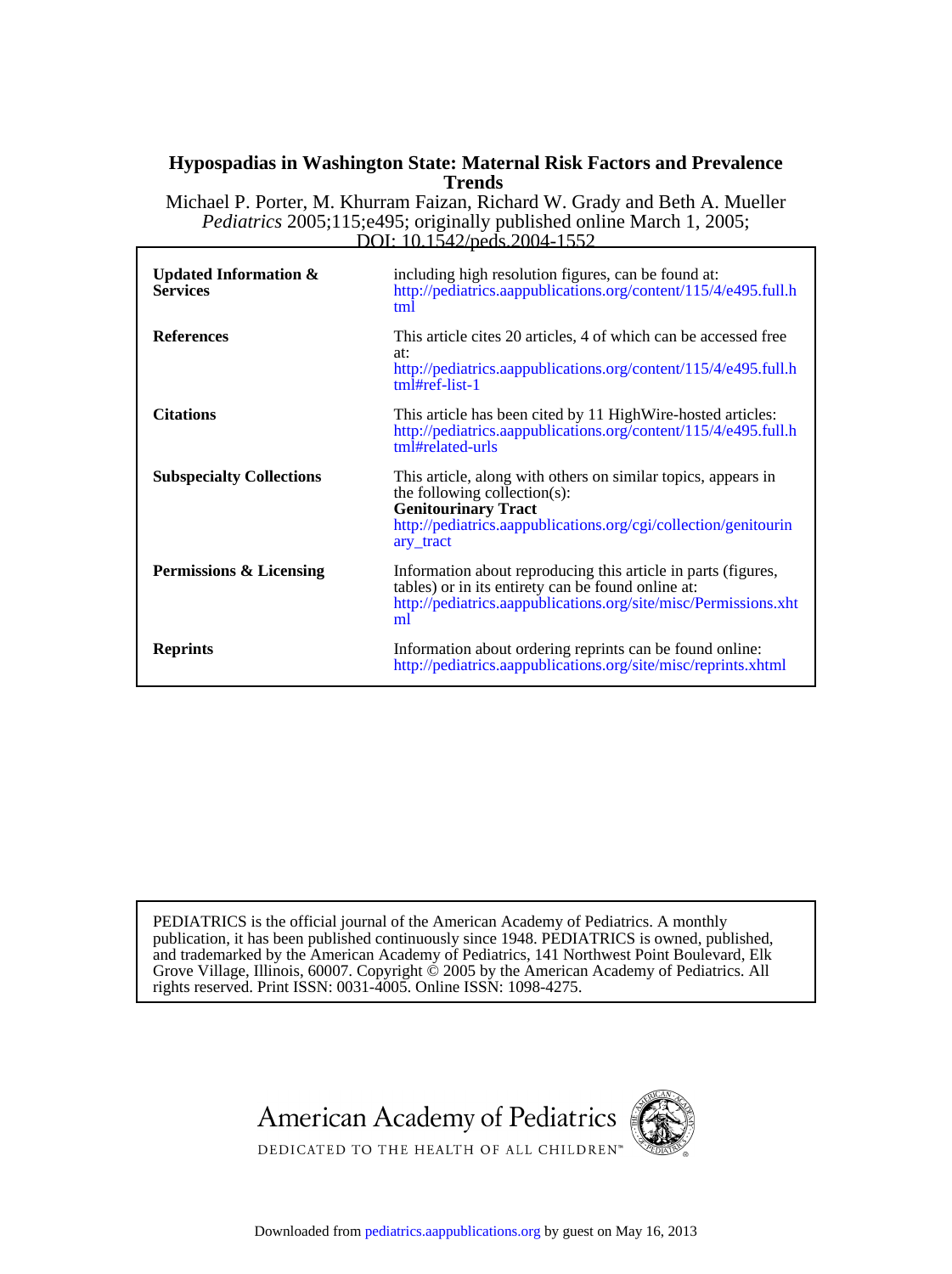**Hypospadias in Washington State: Maternal Risk Factors and Prevalence Trends**

Michael P. Porter, M. Khurram Faizan, Richard W. Grady and Beth A. Mueller

*Pediatrics* 2005;115;e495; originally published online March 1, 2005;

DOI: 10.1542/peds.2004-1552

| | |
|---|---|
| **Updated Information & Services** | including high resolution figures, can be found at: http://pediatrics.aappublications.org/content/115/4/e495.full.html |
| **References** | This article cites 20 articles, 4 of which can be accessed free at: http://pediatrics.aappublications.org/content/115/4/e495.full.html#ref-list-1 |
| **Citations** | This article has been cited by 11 HighWire-hosted articles: http://pediatrics.aappublications.org/content/115/4/e495.full.html#related-urls |
| **Subspecialty Collections** | This article, along with others on similar topics, appears in the following collection(s): **Genitourinary Tract** http://pediatrics.aappublications.org/cgi/collection/genitourinary_tract |
| **Permissions & Licensing** | Information about reproducing this article in parts (figures, tables) or in its entirety can be found online at: http://pediatrics.aappublications.org/site/misc/Permissions.xhtml |
| **Reprints** | Information about ordering reprints can be found online: http://pediatrics.aappublications.org/site/misc/reprints.xhtml |

PEDIATRICS is the official journal of the American Academy of Pediatrics. A monthly publication, it has been published continuously since 1948. PEDIATRICS is owned, published, and trademarked by the American Academy of Pediatrics, 141 Northwest Point Boulevard, Elk Grove Village, Illinois, 60007. Copyright © 2005 by the American Academy of Pediatrics. All rights reserved. Print ISSN: 0031-4005. Online ISSN: 1098-4275.

American Academy of Pediatrics

DEDICATED TO THE HEALTH OF ALL CHILDREN™

Downloaded from pediatrics.aappublications.org by guest on May 16, 2013